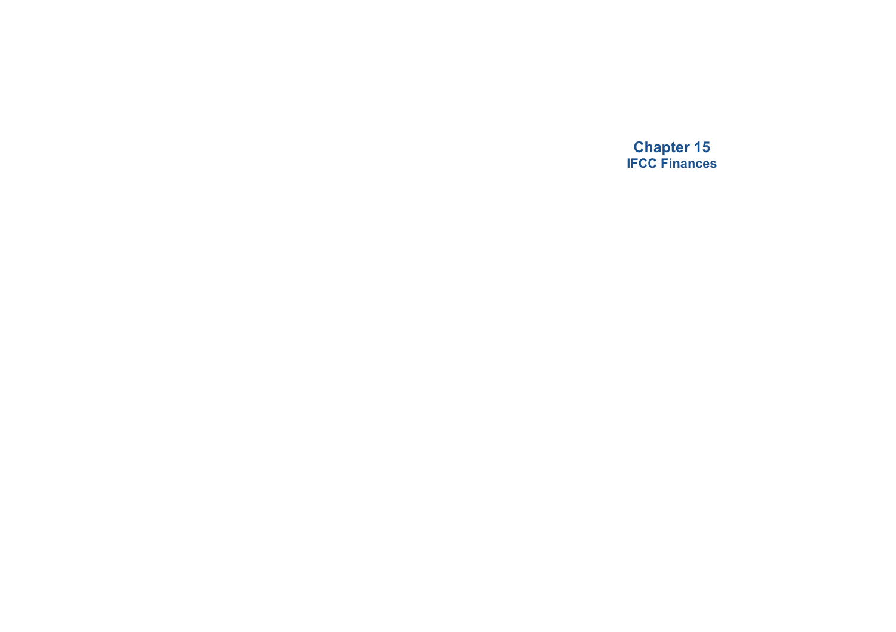# Chapter 15
## IFCC Finances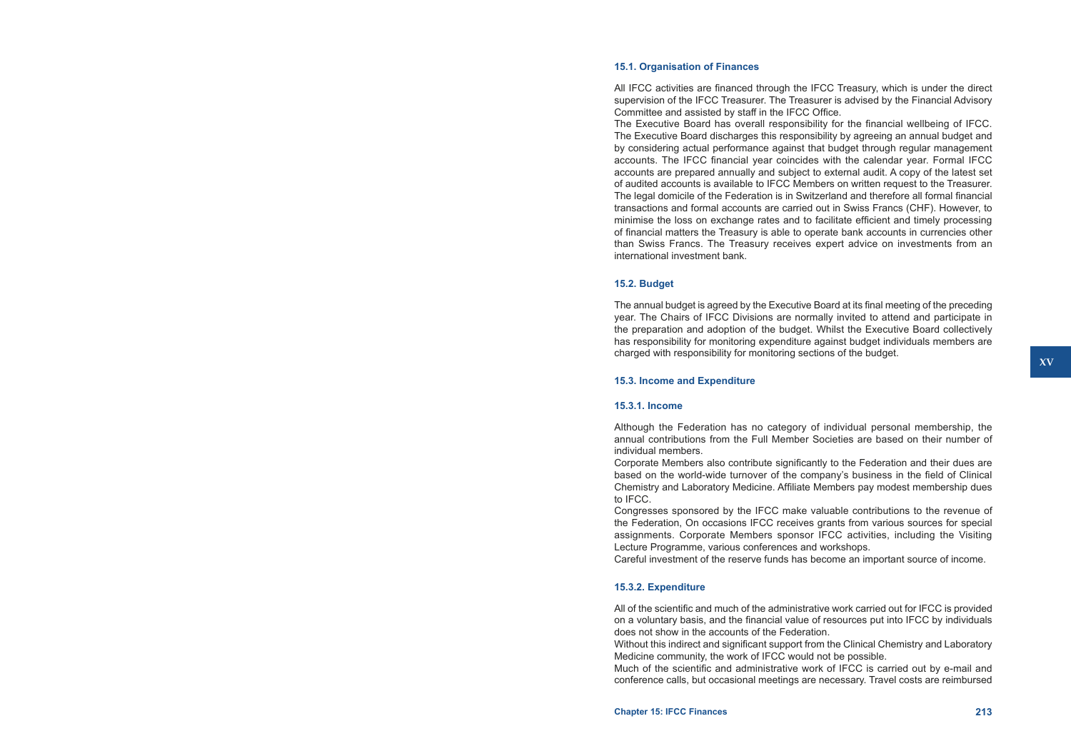### 15.1. Organisation of Finances

All IFCC activities are financed through the IFCC Treasury, which is under the direct supervision of the IFCC Treasurer. The Treasurer is advised by the Financial Advisory Committee and assisted by staff in the IFCC Office.

The Executive Board has overall responsibility for the financial wellbeing of IFCC. The Executive Board discharges this responsibility by agreeing an annual budget and by considering actual performance against that budget through regular management accounts. The IFCC financial year coincides with the calendar year. Formal IFCC accounts are prepared annually and subject to external audit. A copy of the latest set of audited accounts is available to IFCC Members on written request to the Treasurer.

The legal domicile of the Federation is in Switzerland and therefore all formal financial transactions and formal accounts are carried out in Swiss Francs (CHF). However, to minimise the loss on exchange rates and to facilitate efficient and timely processing of financial matters the Treasury is able to operate bank accounts in currencies other than Swiss Francs. The Treasury receives expert advice on investments from an international investment bank.

### 15.2. Budget

The annual budget is agreed by the Executive Board at its final meeting of the preceding year. The Chairs of IFCC Divisions are normally invited to attend and participate in the preparation and adoption of the budget. Whilst the Executive Board collectively has responsibility for monitoring expenditure against budget individuals members are charged with responsibility for monitoring sections of the budget.

### 15.3. Income and Expenditure

#### 15.3.1. Income

Although the Federation has no category of individual personal membership, the annual contributions from the Full Member Societies are based on their number of individual members.

Corporate Members also contribute significantly to the Federation and their dues are based on the world-wide turnover of the company's business in the field of Clinical Chemistry and Laboratory Medicine. Affiliate Members pay modest membership dues to IFCC.

Congresses sponsored by the IFCC make valuable contributions to the revenue of the Federation, On occasions IFCC receives grants from various sources for special assignments. Corporate Members sponsor IFCC activities, including the Visiting Lecture Programme, various conferences and workshops.

Careful investment of the reserve funds has become an important source of income.

#### 15.3.2. Expenditure

All of the scientific and much of the administrative work carried out for IFCC is provided on a voluntary basis, and the financial value of resources put into IFCC by individuals does not show in the accounts of the Federation.

Without this indirect and significant support from the Clinical Chemistry and Laboratory Medicine community, the work of IFCC would not be possible.

Much of the scientific and administrative work of IFCC is carried out by e-mail and conference calls, but occasional meetings are necessary. Travel costs are reimbursed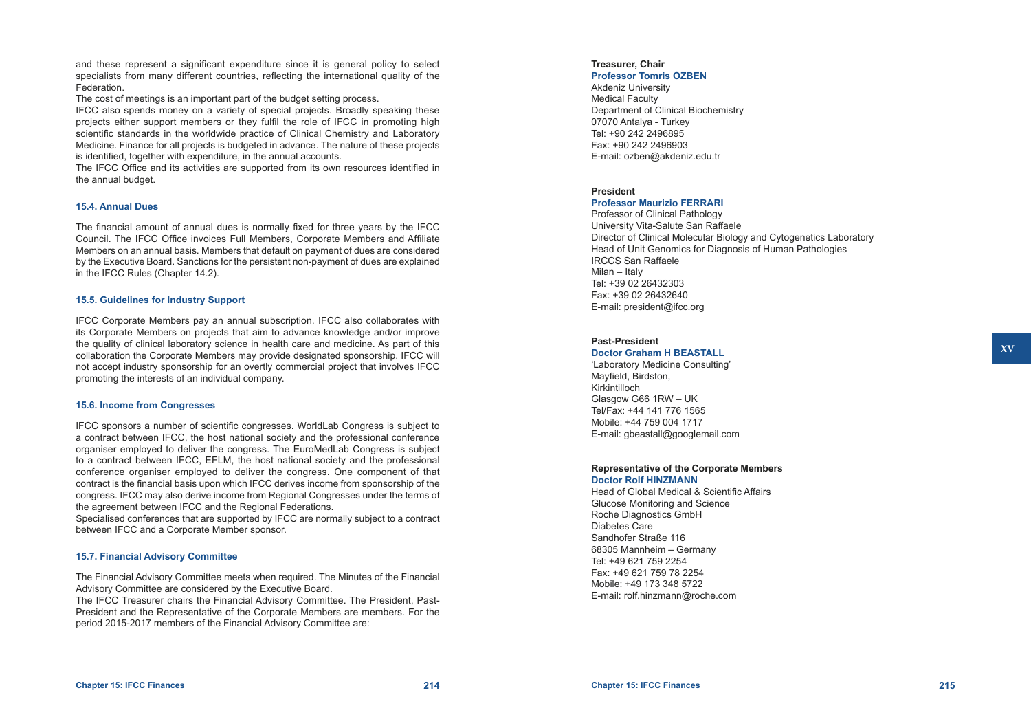and these represent a significant expenditure since it is general policy to select specialists from many different countries, reflecting the international quality of the Federation.

The cost of meetings is an important part of the budget setting process.

IFCC also spends money on a variety of special projects. Broadly speaking these projects either support members or they fulfil the role of IFCC in promoting high scientific standards in the worldwide practice of Clinical Chemistry and Laboratory Medicine. Finance for all projects is budgeted in advance. The nature of these projects is identified, together with expenditure, in the annual accounts.

The IFCC Office and its activities are supported from its own resources identified in the annual budget.

### 15.4. Annual Dues

The financial amount of annual dues is normally fixed for three years by the IFCC Council. The IFCC Office invoices Full Members, Corporate Members and Affiliate Members on an annual basis. Members that default on payment of dues are considered by the Executive Board. Sanctions for the persistent non-payment of dues are explained in the IFCC Rules (Chapter 14.2).

### 15.5. Guidelines for Industry Support

IFCC Corporate Members pay an annual subscription. IFCC also collaborates with its Corporate Members on projects that aim to advance knowledge and/or improve the quality of clinical laboratory science in health care and medicine. As part of this collaboration the Corporate Members may provide designated sponsorship. IFCC will not accept industry sponsorship for an overtly commercial project that involves IFCC promoting the interests of an individual company.

### 15.6. Income from Congresses

IFCC sponsors a number of scientific congresses. WorldLab Congress is subject to a contract between IFCC, the host national society and the professional conference organiser employed to deliver the congress. The EuroMedLab Congress is subject to a contract between IFCC, EFLM, the host national society and the professional conference organiser employed to deliver the congress. One component of that contract is the financial basis upon which IFCC derives income from sponsorship of the congress. IFCC may also derive income from Regional Congresses under the terms of the agreement between IFCC and the Regional Federations.

Specialised conferences that are supported by IFCC are normally subject to a contract between IFCC and a Corporate Member sponsor.

### 15.7. Financial Advisory Committee

The Financial Advisory Committee meets when required. The Minutes of the Financial Advisory Committee are considered by the Executive Board.

The IFCC Treasurer chairs the Financial Advisory Committee. The President, Past-President and the Representative of the Corporate Members are members. For the period 2015-2017 members of the Financial Advisory Committee are:

**Treasurer, Chair**
**Professor Tomris OZBEN**
Akdeniz University
Medical Faculty
Department of Clinical Biochemistry
07070 Antalya - Turkey
Tel: +90 242 2496895
Fax: +90 242 2496903
E-mail: ozben@akdeniz.edu.tr

**President**
**Professor Maurizio FERRARI**
Professor of Clinical Pathology
University Vita-Salute San Raffaele
Director of Clinical Molecular Biology and Cytogenetics Laboratory
Head of Unit Genomics for Diagnosis of Human Pathologies
IRCCS San Raffaele
Milan – Italy
Tel: +39 02 26432303
Fax: +39 02 26432640
E-mail: president@ifcc.org

**Past-President**
**Doctor Graham H BEASTALL**
'Laboratory Medicine Consulting'
Mayfield, Birdston,
Kirkintilloch
Glasgow G66 1RW – UK
Tel/Fax: +44 141 776 1565
Mobile: +44 759 004 1717
E-mail: gbeastall@googlemail.com

**Representative of the Corporate Members**
**Doctor Rolf HINZMANN**
Head of Global Medical & Scientific Affairs
Glucose Monitoring and Science
Roche Diagnostics GmbH
Diabetes Care
Sandhofer Straße 116
68305 Mannheim – Germany
Tel: +49 621 759 2254
Fax: +49 621 759 78 2254
Mobile: +49 173 348 5722
E-mail: rolf.hinzmann@roche.com